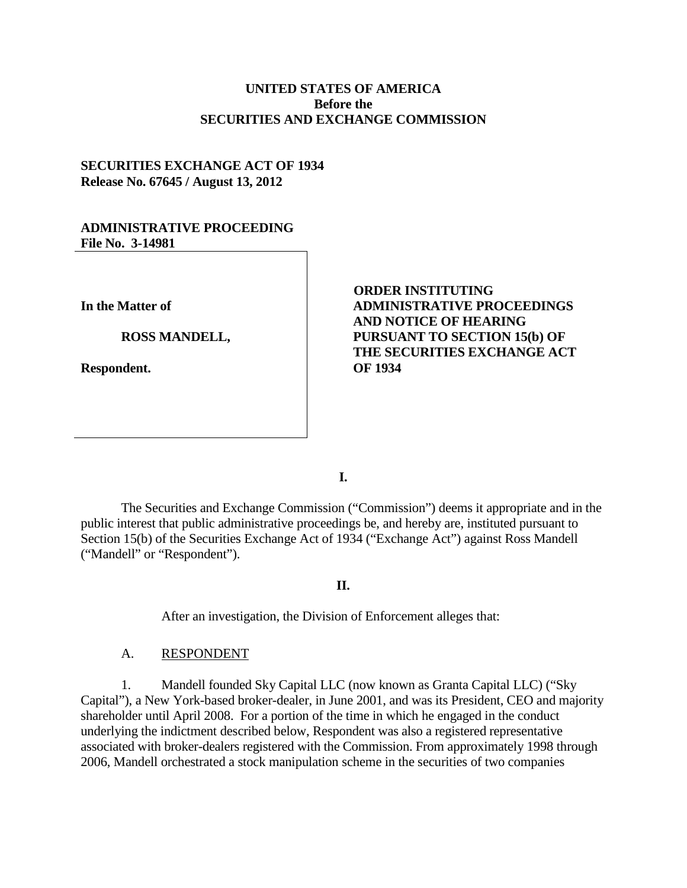**UNITED STATES OF AMERICA**
**Before the**
**SECURITIES AND EXCHANGE COMMISSION**

**SECURITIES EXCHANGE ACT OF 1934**
**Release No. 67645 / August 13, 2012**

**ADMINISTRATIVE PROCEEDING**
**File No. 3-14981**

| | |
|---|---|
| **In the Matter of**<br><br>**ROSS MANDELL,**<br><br>**Respondent.** | **ORDER INSTITUTING ADMINISTRATIVE PROCEEDINGS AND NOTICE OF HEARING PURSUANT TO SECTION 15(b) OF THE SECURITIES EXCHANGE ACT OF 1934** |

## I.

The Securities and Exchange Commission ("Commission") deems it appropriate and in the public interest that public administrative proceedings be, and hereby are, instituted pursuant to Section 15(b) of the Securities Exchange Act of 1934 ("Exchange Act") against Ross Mandell ("Mandell" or "Respondent").

## II.

After an investigation, the Division of Enforcement alleges that:

A. RESPONDENT

1. Mandell founded Sky Capital LLC (now known as Granta Capital LLC) ("Sky Capital"), a New York-based broker-dealer, in June 2001, and was its President, CEO and majority shareholder until April 2008. For a portion of the time in which he engaged in the conduct underlying the indictment described below, Respondent was also a registered representative associated with broker-dealers registered with the Commission. From approximately 1998 through 2006, Mandell orchestrated a stock manipulation scheme in the securities of two companies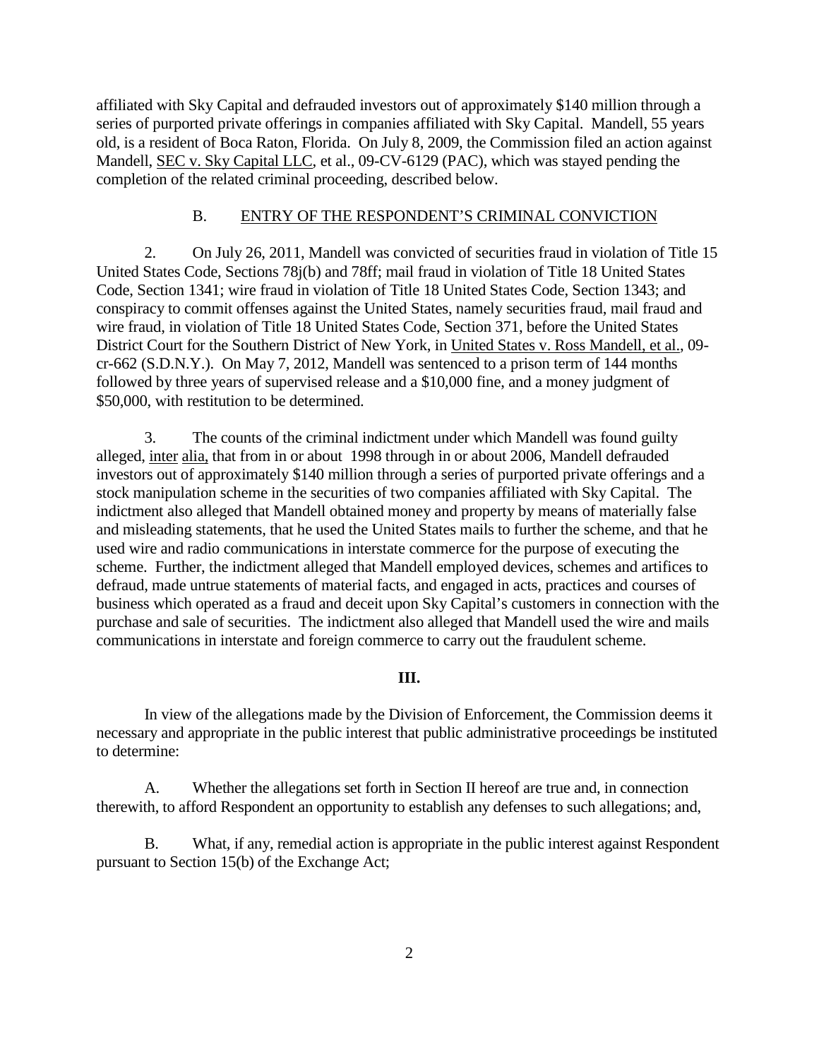affiliated with Sky Capital and defrauded investors out of approximately $140 million through a series of purported private offerings in companies affiliated with Sky Capital. Mandell, 55 years old, is a resident of Boca Raton, Florida. On July 8, 2009, the Commission filed an action against Mandell, SEC v. Sky Capital LLC, et al., 09-CV-6129 (PAC), which was stayed pending the completion of the related criminal proceeding, described below.

B. ENTRY OF THE RESPONDENT'S CRIMINAL CONVICTION

2. On July 26, 2011, Mandell was convicted of securities fraud in violation of Title 15 United States Code, Sections 78j(b) and 78ff; mail fraud in violation of Title 18 United States Code, Section 1341; wire fraud in violation of Title 18 United States Code, Section 1343; and conspiracy to commit offenses against the United States, namely securities fraud, mail fraud and wire fraud, in violation of Title 18 United States Code, Section 371, before the United States District Court for the Southern District of New York, in United States v. Ross Mandell, et al., 09-cr-662 (S.D.N.Y.). On May 7, 2012, Mandell was sentenced to a prison term of 144 months followed by three years of supervised release and a $10,000 fine, and a money judgment of $50,000, with restitution to be determined.

3. The counts of the criminal indictment under which Mandell was found guilty alleged, inter alia, that from in or about 1998 through in or about 2006, Mandell defrauded investors out of approximately $140 million through a series of purported private offerings and a stock manipulation scheme in the securities of two companies affiliated with Sky Capital. The indictment also alleged that Mandell obtained money and property by means of materially false and misleading statements, that he used the United States mails to further the scheme, and that he used wire and radio communications in interstate commerce for the purpose of executing the scheme. Further, the indictment alleged that Mandell employed devices, schemes and artifices to defraud, made untrue statements of material facts, and engaged in acts, practices and courses of business which operated as a fraud and deceit upon Sky Capital's customers in connection with the purchase and sale of securities. The indictment also alleged that Mandell used the wire and mails communications in interstate and foreign commerce to carry out the fraudulent scheme.

**III.**

In view of the allegations made by the Division of Enforcement, the Commission deems it necessary and appropriate in the public interest that public administrative proceedings be instituted to determine:

A. Whether the allegations set forth in Section II hereof are true and, in connection therewith, to afford Respondent an opportunity to establish any defenses to such allegations; and,

B. What, if any, remedial action is appropriate in the public interest against Respondent pursuant to Section 15(b) of the Exchange Act;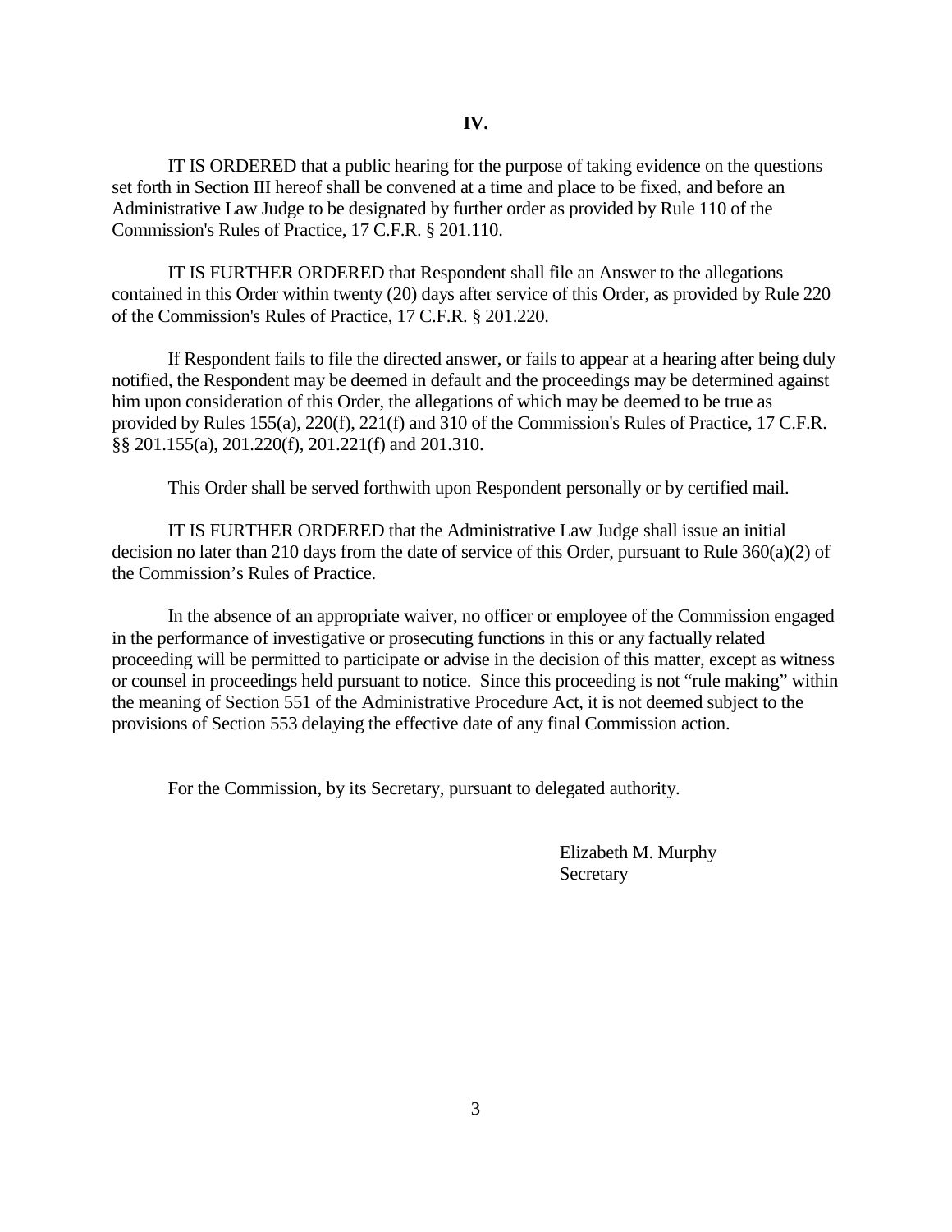## IV.

IT IS ORDERED that a public hearing for the purpose of taking evidence on the questions set forth in Section III hereof shall be convened at a time and place to be fixed, and before an Administrative Law Judge to be designated by further order as provided by Rule 110 of the Commission's Rules of Practice, 17 C.F.R. § 201.110.

IT IS FURTHER ORDERED that Respondent shall file an Answer to the allegations contained in this Order within twenty (20) days after service of this Order, as provided by Rule 220 of the Commission's Rules of Practice, 17 C.F.R. § 201.220.

If Respondent fails to file the directed answer, or fails to appear at a hearing after being duly notified, the Respondent may be deemed in default and the proceedings may be determined against him upon consideration of this Order, the allegations of which may be deemed to be true as provided by Rules 155(a), 220(f), 221(f) and 310 of the Commission's Rules of Practice, 17 C.F.R. §§ 201.155(a), 201.220(f), 201.221(f) and 201.310.

This Order shall be served forthwith upon Respondent personally or by certified mail.

IT IS FURTHER ORDERED that the Administrative Law Judge shall issue an initial decision no later than 210 days from the date of service of this Order, pursuant to Rule 360(a)(2) of the Commission's Rules of Practice.

In the absence of an appropriate waiver, no officer or employee of the Commission engaged in the performance of investigative or prosecuting functions in this or any factually related proceeding will be permitted to participate or advise in the decision of this matter, except as witness or counsel in proceedings held pursuant to notice. Since this proceeding is not "rule making" within the meaning of Section 551 of the Administrative Procedure Act, it is not deemed subject to the provisions of Section 553 delaying the effective date of any final Commission action.

For the Commission, by its Secretary, pursuant to delegated authority.

Elizabeth M. Murphy
Secretary